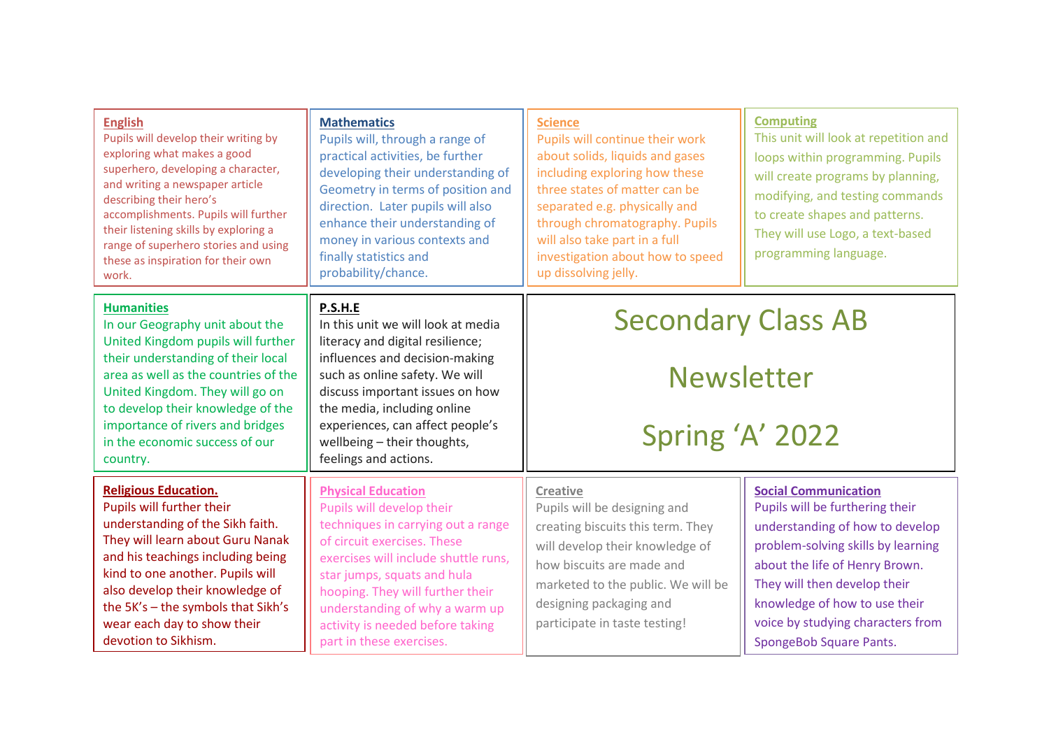# Secondary Class AB

# Newsletter

# Spring 'A' 2022

## English

Pupils will develop their writing by exploring what makes a good superhero, developing a character, and writing a newspaper article describing their hero's accomplishments. Pupils will further their listening skills by exploring a range of superhero stories and using these as inspiration for their own work.

## Mathematics

Pupils will, through a range of practical activities, be further developing their understanding of Geometry in terms of position and direction. Later pupils will also enhance their understanding of money in various contexts and finally statistics and probability/chance.

## Science

Pupils will continue their work about solids, liquids and gases including exploring how these three states of matter can be separated e.g. physically and through chromatography. Pupils will also take part in a full investigation about how to speed up dissolving jelly.

## Computing

This unit will look at repetition and loops within programming. Pupils will create programs by planning, modifying, and testing commands to create shapes and patterns. They will use Logo, a text-based programming language.

## Humanities

In our Geography unit about the United Kingdom pupils will further their understanding of their local area as well as the countries of the United Kingdom. They will go on to develop their knowledge of the importance of rivers and bridges in the economic success of our country.

## P.S.H.E

In this unit we will look at media literacy and digital resilience; influences and decision-making such as online safety. We will discuss important issues on how the media, including online experiences, can affect people's wellbeing – their thoughts, feelings and actions.

## Religious Education.

Pupils will further their understanding of the Sikh faith. They will learn about Guru Nanak and his teachings including being kind to one another. Pupils will also develop their knowledge of the 5K's – the symbols that Sikh's wear each day to show their devotion to Sikhism.

## Physical Education

Pupils will develop their techniques in carrying out a range of circuit exercises. These exercises will include shuttle runs, star jumps, squats and hula hooping. They will further their understanding of why a warm up activity is needed before taking part in these exercises.

## Creative

Pupils will be designing and creating biscuits this term. They will develop their knowledge of how biscuits are made and marketed to the public. We will be designing packaging and participate in taste testing!

## Social Communication

Pupils will be furthering their understanding of how to develop problem-solving skills by learning about the life of Henry Brown. They will then develop their knowledge of how to use their voice by studying characters from SpongeBob Square Pants.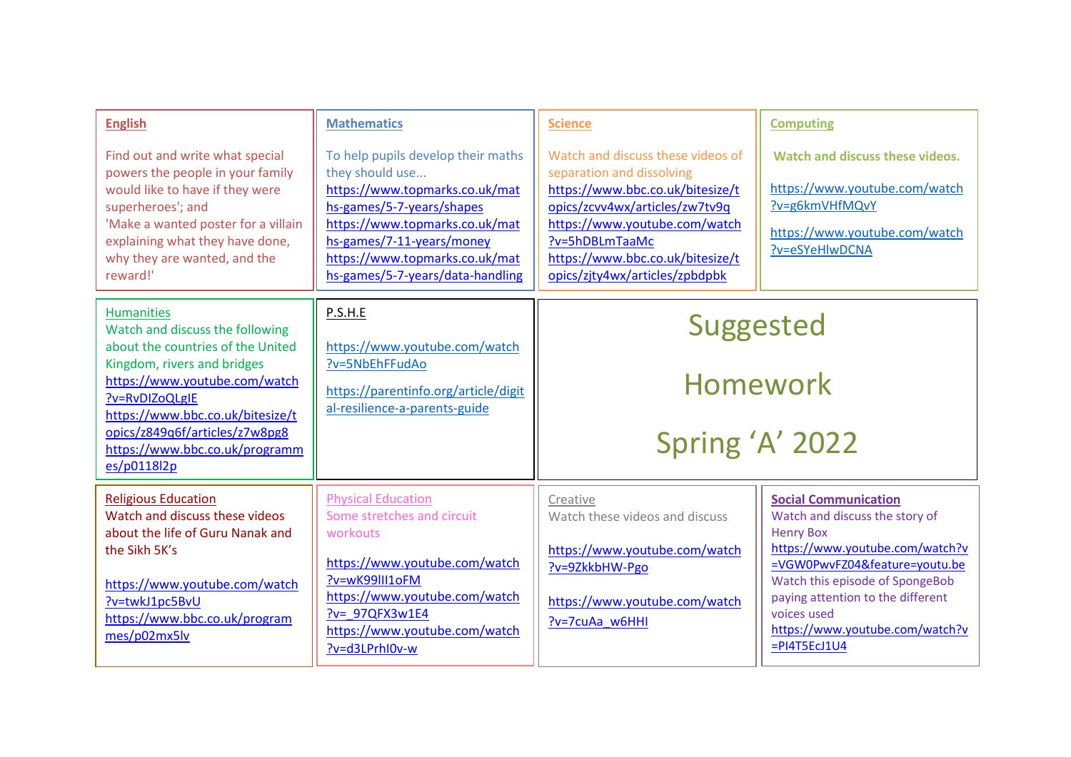# Suggested Homework Spring 'A' 2022

## English

Find out and write what special powers the people in your family would like to have if they were superheroes'; and 'Make a wanted poster for a villain explaining what they have done, why they are wanted, and the reward!'

## Mathematics

To help pupils develop their maths they should use...

https://www.topmarks.co.uk/maths-games/5-7-years/shapes
https://www.topmarks.co.uk/maths-games/7-11-years/money
https://www.topmarks.co.uk/maths-games/5-7-years/data-handling

## Science

Watch and discuss these videos of separation and dissolving

https://www.bbc.co.uk/bitesize/topics/zcvv4wx/articles/zw7tv9q
https://www.youtube.com/watch?v=5hDBLmTaaMc
https://www.bbc.co.uk/bitesize/topics/zjty4wx/articles/zpbdpbk

## Computing

**Watch and discuss these videos.**

https://www.youtube.com/watch?v=g6kmVHfMQvY

https://www.youtube.com/watch?v=eSYeHlwDCNA

## Humanities

Watch and discuss the following about the countries of the United Kingdom, rivers and bridges

https://www.youtube.com/watch?v=RvDIZoQLgIE
https://www.bbc.co.uk/bitesize/topics/z849q6f/articles/z7w8pg8
https://www.bbc.co.uk/programmes/p0118l2p

## P.S.H.E

https://www.youtube.com/watch?v=5NbEhFFudAo

https://parentinfo.org/article/digital-resilience-a-parents-guide

## Religious Education

Watch and discuss these videos about the life of Guru Nanak and the Sikh 5K's

https://www.youtube.com/watch?v=twkJ1pc5BvU
https://www.bbc.co.uk/programmes/p02mx5lv

## Physical Education

Some stretches and circuit workouts

https://www.youtube.com/watch?v=wK99lIl1oFM
https://www.youtube.com/watch?v=_97QFX3w1E4
https://www.youtube.com/watch?v=d3LPrhI0v-w

## Creative

Watch these videos and discuss

https://www.youtube.com/watch?v=9ZkkbHW-Pgo

https://www.youtube.com/watch?v=7cuAa_w6HHI

## Social Communication

Watch and discuss the story of Henry Box

https://www.youtube.com/watch?v=VGW0PwvFZ04&feature=youtu.be

Watch this episode of SpongeBob paying attention to the different voices used

https://www.youtube.com/watch?v=PI4T5EcJ1U4